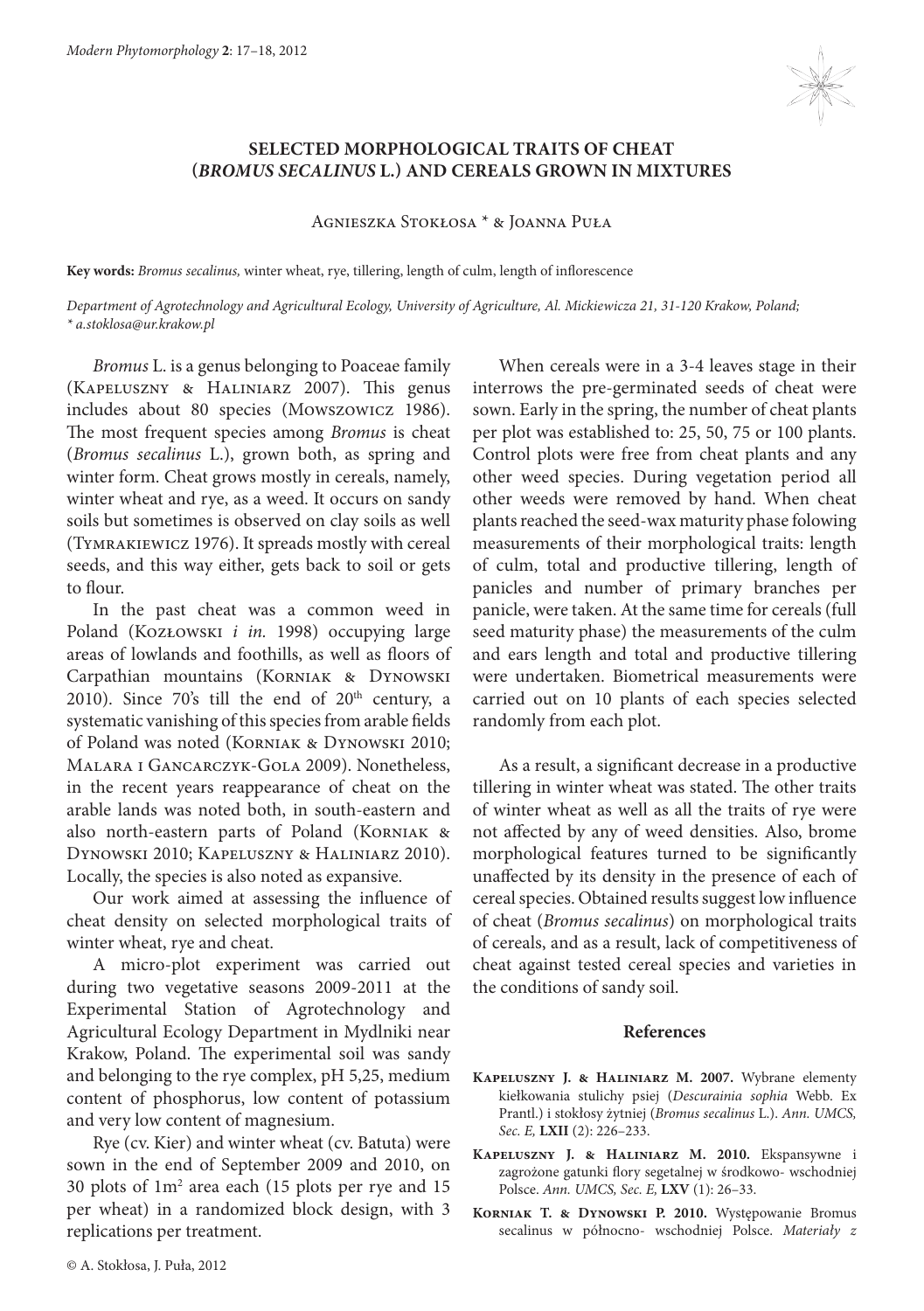# SELECTED MORPHOLOGICAL TRAITS OF CHEAT (*BROMUS SECALINUS* L.) AND CEREALS GROWN IN MIXTURES

Agnieszka Stokłosa * & Joanna Puła

**Key words:** *Bromus secalinus,* winter wheat, rye, tillering, length of culm, length of inflorescence

*Department of Agrotechnology and Agricultural Ecology, University of Agriculture, Al. Mickiewicza 21, 31-120 Krakow, Poland; * a.stoklosa@ur.krakow.pl*

*Bromus* L. is a genus belonging to Poaceae family (Kapeluszny & Haliniarz 2007). This genus includes about 80 species (Mowszowicz 1986). The most frequent species among *Bromus* is cheat (*Bromus secalinus* L.), grown both, as spring and winter form. Cheat grows mostly in cereals, namely, winter wheat and rye, as a weed. It occurs on sandy soils but sometimes is observed on clay soils as well (Tymrakiewicz 1976). It spreads mostly with cereal seeds, and this way either, gets back to soil or gets to flour.

In the past cheat was a common weed in Poland (Kozłowski *i in.* 1998) occupying large areas of lowlands and foothills, as well as floors of Carpathian mountains (Korniak & Dynowski 2010). Since 70's till the end of 20th century, a systematic vanishing of this species from arable fields of Poland was noted (Korniak & Dynowski 2010; Malara i Gancarczyk-Gola 2009). Nonetheless, in the recent years reappearance of cheat on the arable lands was noted both, in south-eastern and also north-eastern parts of Poland (Korniak & Dynowski 2010; Kapeluszny & Haliniarz 2010). Locally, the species is also noted as expansive.

Our work aimed at assessing the influence of cheat density on selected morphological traits of winter wheat, rye and cheat.

A micro-plot experiment was carried out during two vegetative seasons 2009-2011 at the Experimental Station of Agrotechnology and Agricultural Ecology Department in Mydlniki near Krakow, Poland. The experimental soil was sandy and belonging to the rye complex, pH 5,25, medium content of phosphorus, low content of potassium and very low content of magnesium.

Rye (cv. Kier) and winter wheat (cv. Batuta) were sown in the end of September 2009 and 2010, on 30 plots of $1m^2$ area each (15 plots per rye and 15 per wheat) in a randomized block design, with 3 replications per treatment.

When cereals were in a 3-4 leaves stage in their interrows the pre-germinated seeds of cheat were sown. Early in the spring, the number of cheat plants per plot was established to: 25, 50, 75 or 100 plants. Control plots were free from cheat plants and any other weed species. During vegetation period all other weeds were removed by hand. When cheat plants reached the seed-wax maturity phase folowing measurements of their morphological traits: length of culm, total and productive tillering, length of panicles and number of primary branches per panicle, were taken. At the same time for cereals (full seed maturity phase) the measurements of the culm and ears length and total and productive tillering were undertaken. Biometrical measurements were carried out on 10 plants of each species selected randomly from each plot.

As a result, a significant decrease in a productive tillering in winter wheat was stated. The other traits of winter wheat as well as all the traits of rye were not affected by any of weed densities. Also, brome morphological features turned to be significantly unaffected by its density in the presence of each of cereal species. Obtained results suggest low influence of cheat (*Bromus secalinus*) on morphological traits of cereals, and as a result, lack of competitiveness of cheat against tested cereal species and varieties in the conditions of sandy soil.

## References

**Kapeluszny J. & Haliniarz M. 2007.** Wybrane elementy kiełkowania stulichy psiej (*Descurainia sophia* Webb. Ex Prantl.) i stokłosy żytniej (*Bromus secalinus* L.). *Ann. UMCS, Sec. E,* **LXII** (2): 226–233.

**Kapeluszny J. & Haliniarz M. 2010.** Ekspansywne i zagrożone gatunki flory segetalnej w środkowo- wschodniej Polsce. *Ann. UMCS, Sec. E,* **LXV** (1): 26–33.

**Korniak T. & Dynowski P. 2010.** Występowanie Bromus secalinus w północno- wschodniej Polsce. *Materiały z*

© A. Stokłosa, J. Puła, 2012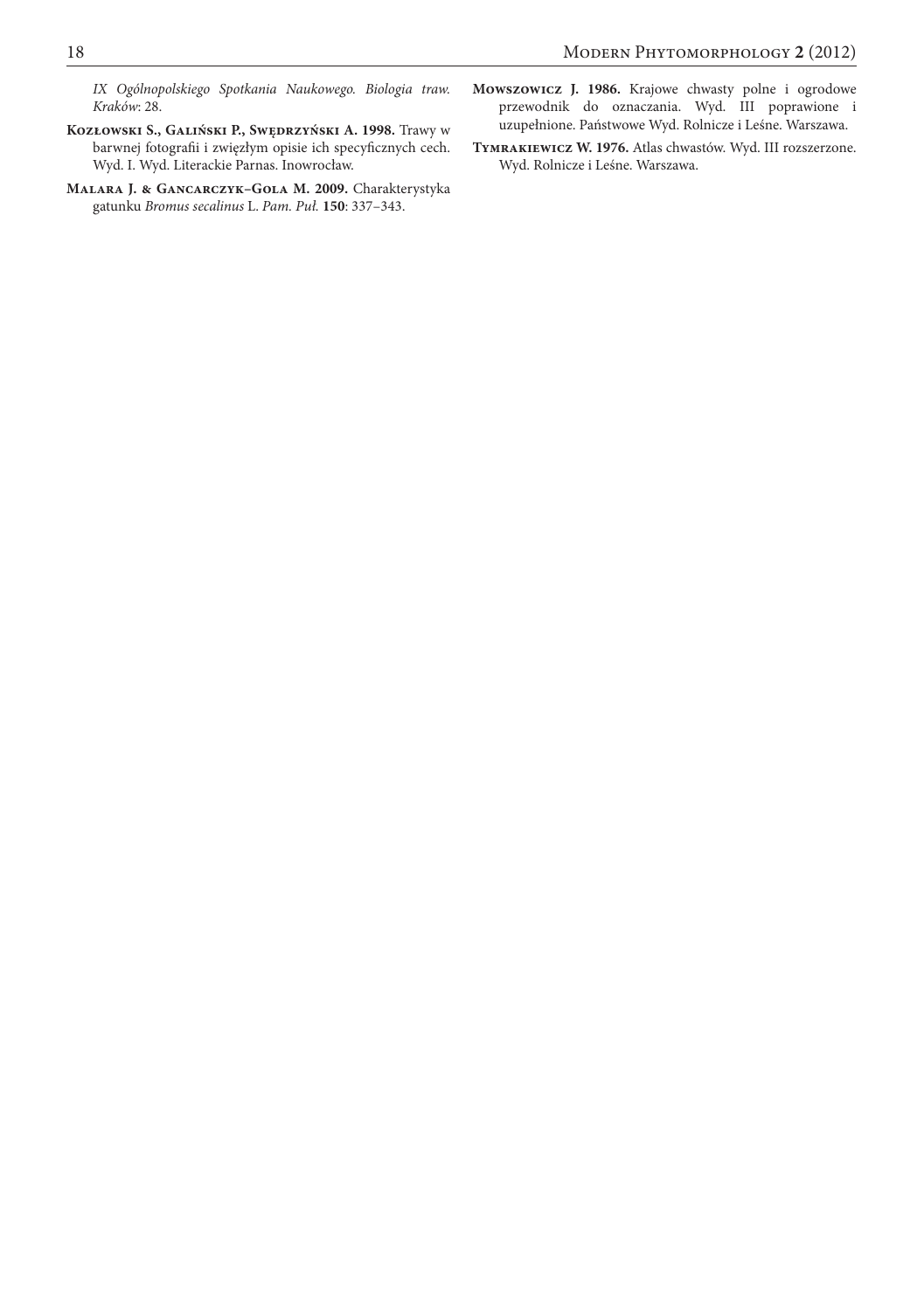*IX Ogólnopolskiego Spotkania Naukowego. Biologia traw. Kraków*: 28.

**Kozłowski S., Galiński P., Swędrzyński A. 1998.** Trawy w barwnej fotografii i zwięzłym opisie ich specyficznych cech. Wyd. I. Wyd. Literackie Parnas. Inowrocław.

**Malara J. & Gancarczyk–Gola M. 2009.** Charakterystyka gatunku *Bromus secalinus* L. *Pam. Puł.* **150**: 337–343.

**Mowszowicz J. 1986.** Krajowe chwasty polne i ogrodowe przewodnik do oznaczania. Wyd. III poprawione i uzupełnione. Państwowe Wyd. Rolnicze i Leśne. Warszawa.

**Tymrakiewicz W. 1976.** Atlas chwastów. Wyd. III rozszerzone. Wyd. Rolnicze i Leśne. Warszawa.